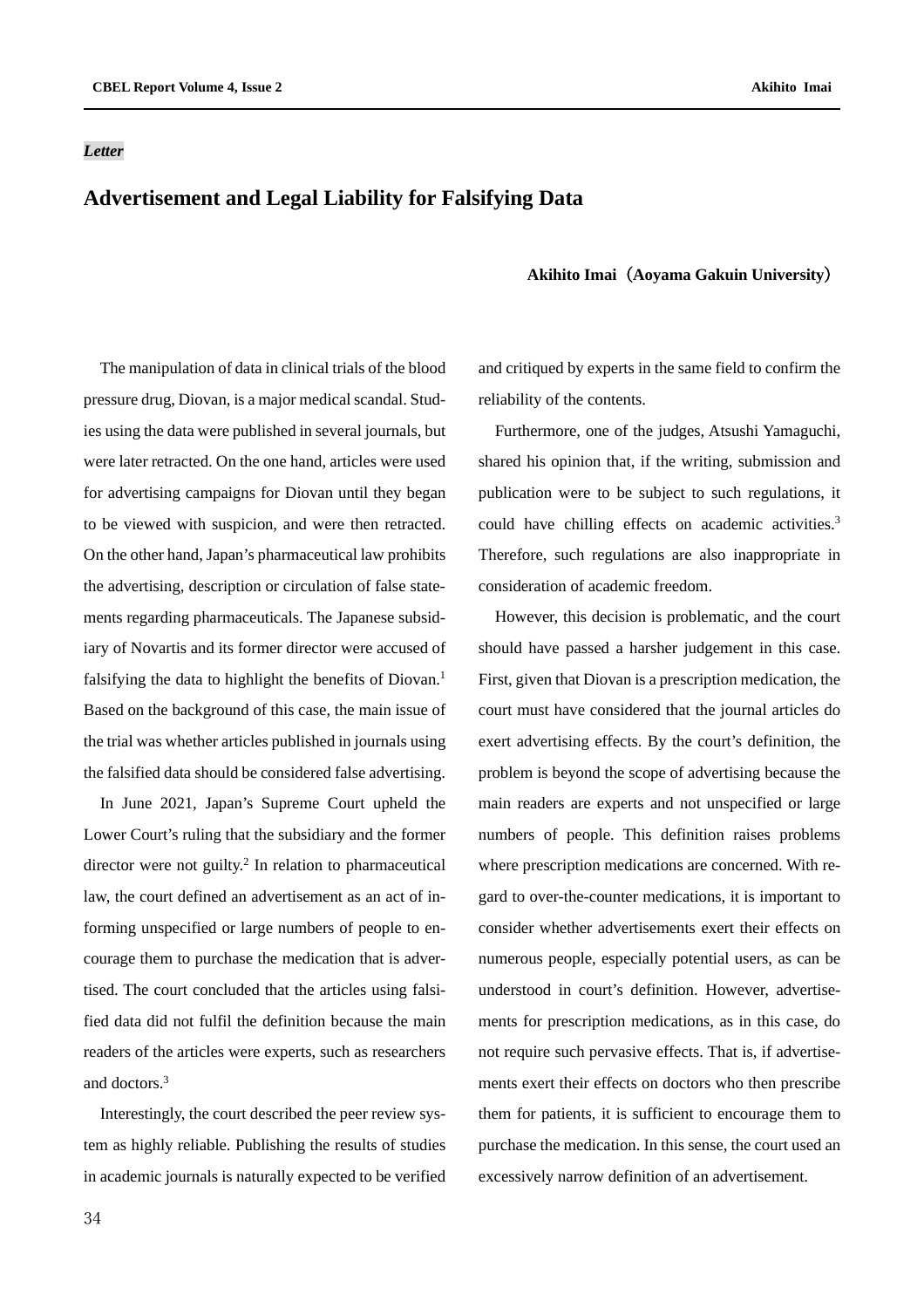*Letter*

# Advertisement and Legal Liability for Falsifying Data

**Akihito Imai（Aoyama Gakuin University）**

The manipulation of data in clinical trials of the blood pressure drug, Diovan, is a major medical scandal. Studies using the data were published in several journals, but were later retracted. On the one hand, articles were used for advertising campaigns for Diovan until they began to be viewed with suspicion, and were then retracted. On the other hand, Japan's pharmaceutical law prohibits the advertising, description or circulation of false statements regarding pharmaceuticals. The Japanese subsidiary of Novartis and its former director were accused of falsifying the data to highlight the benefits of Diovan.[1] Based on the background of this case, the main issue of the trial was whether articles published in journals using the falsified data should be considered false advertising.

In June 2021, Japan's Supreme Court upheld the Lower Court's ruling that the subsidiary and the former director were not guilty.[2] In relation to pharmaceutical law, the court defined an advertisement as an act of informing unspecified or large numbers of people to encourage them to purchase the medication that is advertised. The court concluded that the articles using falsified data did not fulfil the definition because the main readers of the articles were experts, such as researchers and doctors.[3]

Interestingly, the court described the peer review system as highly reliable. Publishing the results of studies in academic journals is naturally expected to be verified and critiqued by experts in the same field to confirm the reliability of the contents.

Furthermore, one of the judges, Atsushi Yamaguchi, shared his opinion that, if the writing, submission and publication were to be subject to such regulations, it could have chilling effects on academic activities.[3] Therefore, such regulations are also inappropriate in consideration of academic freedom.

However, this decision is problematic, and the court should have passed a harsher judgement in this case. First, given that Diovan is a prescription medication, the court must have considered that the journal articles do exert advertising effects. By the court's definition, the problem is beyond the scope of advertising because the main readers are experts and not unspecified or large numbers of people. This definition raises problems where prescription medications are concerned. With regard to over-the-counter medications, it is important to consider whether advertisements exert their effects on numerous people, especially potential users, as can be understood in court's definition. However, advertisements for prescription medications, as in this case, do not require such pervasive effects. That is, if advertisements exert their effects on doctors who then prescribe them for patients, it is sufficient to encourage them to purchase the medication. In this sense, the court used an excessively narrow definition of an advertisement.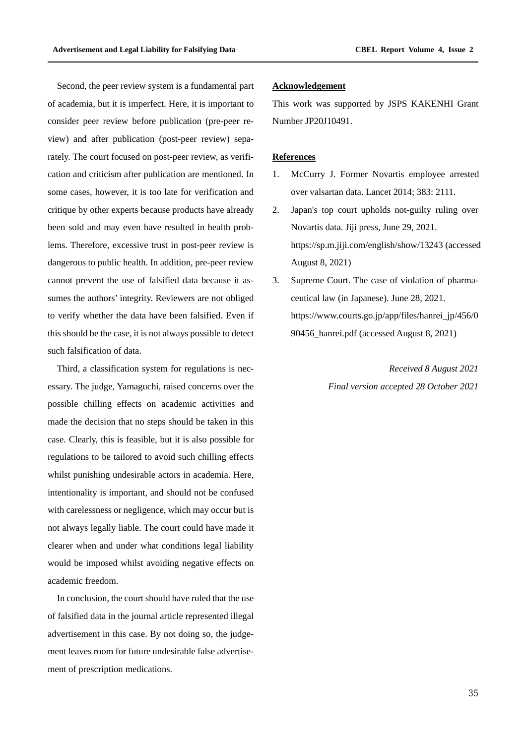Second, the peer review system is a fundamental part of academia, but it is imperfect. Here, it is important to consider peer review before publication (pre-peer review) and after publication (post-peer review) separately. The court focused on post-peer review, as verification and criticism after publication are mentioned. In some cases, however, it is too late for verification and critique by other experts because products have already been sold and may even have resulted in health problems. Therefore, excessive trust in post-peer review is dangerous to public health. In addition, pre-peer review cannot prevent the use of falsified data because it assumes the authors' integrity. Reviewers are not obliged to verify whether the data have been falsified. Even if this should be the case, it is not always possible to detect such falsification of data.

Third, a classification system for regulations is necessary. The judge, Yamaguchi, raised concerns over the possible chilling effects on academic activities and made the decision that no steps should be taken in this case. Clearly, this is feasible, but it is also possible for regulations to be tailored to avoid such chilling effects whilst punishing undesirable actors in academia. Here, intentionality is important, and should not be confused with carelessness or negligence, which may occur but is not always legally liable. The court could have made it clearer when and under what conditions legal liability would be imposed whilst avoiding negative effects on academic freedom.

In conclusion, the court should have ruled that the use of falsified data in the journal article represented illegal advertisement in this case. By not doing so, the judgement leaves room for future undesirable false advertisement of prescription medications.

## Acknowledgement

This work was supported by JSPS KAKENHI Grant Number JP20J10491.

## References

1. McCurry J. Former Novartis employee arrested over valsartan data. Lancet 2014; 383: 2111.
2. Japan's top court upholds not-guilty ruling over Novartis data. Jiji press, June 29, 2021. https://sp.m.jiji.com/english/show/13243 (accessed August 8, 2021)
3. Supreme Court. The case of violation of pharmaceutical law (in Japanese). June 28, 2021. https://www.courts.go.jp/app/files/hanrei_jp/456/090456_hanrei.pdf (accessed August 8, 2021)

*Received 8 August 2021*

*Final version accepted 28 October 2021*